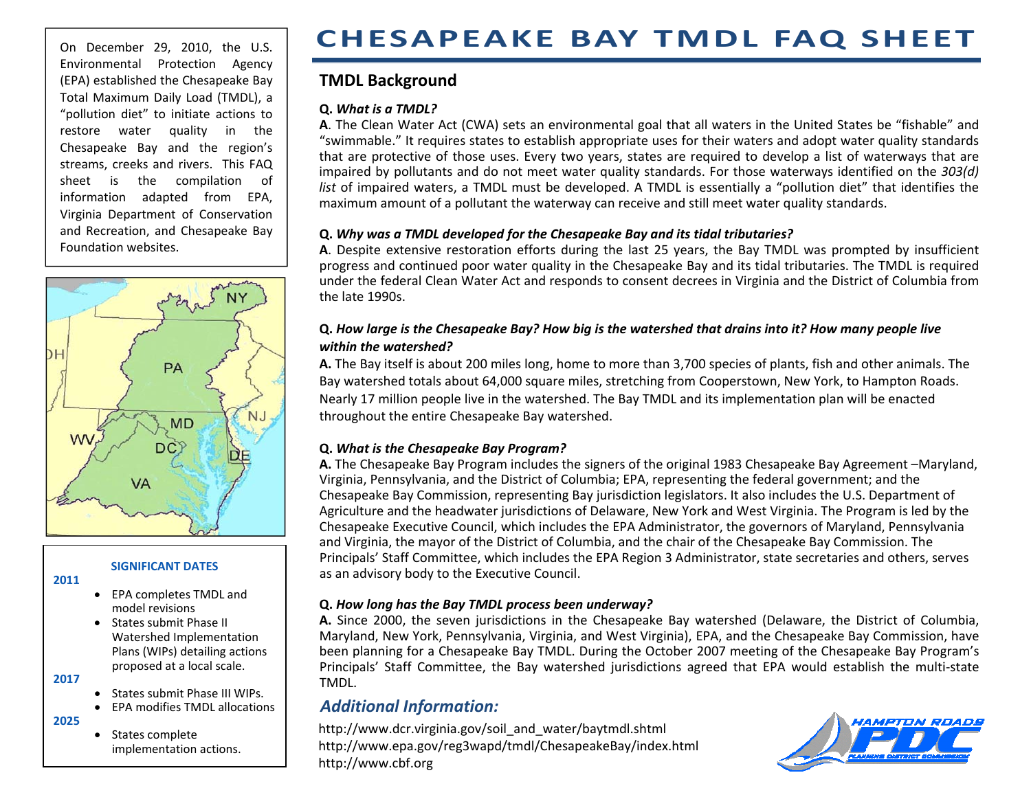# CHESAPEAKE BAY TMDL FAQ SHEET

On December 29, 2010, the U.S. Environmental Protection Agency (EPA) established the Chesapeake Bay Total Maximum Daily Load (TMDL), a "pollution diet" to initiate actions to restore water quality in the Chesapeake Bay and the region's streams, creeks and rivers. This FAQ sheet is the compilation of information adapted from EPA, Virginia Department of Conservation and Recreation, and Chesapeake Bay Foundation websites.

**SIGNIFICANT DATES**

**2011**

- EPA completes TMDL and model revisions
- States submit Phase II Watershed Implementation Plans (WIPs) detailing actions proposed at a local scale.

**2017**

- States submit Phase III WIPs.
- EPA modifies TMDL allocations

**2025**

- States complete implementation actions.

## TMDL Background

**Q.** ***What is a TMDL?***

**A**. The Clean Water Act (CWA) sets an environmental goal that all waters in the United States be "fishable" and "swimmable." It requires states to establish appropriate uses for their waters and adopt water quality standards that are protective of those uses. Every two years, states are required to develop a list of waterways that are impaired by pollutants and do not meet water quality standards. For those waterways identified on the *303(d) list* of impaired waters, a TMDL must be developed. A TMDL is essentially a "pollution diet" that identifies the maximum amount of a pollutant the waterway can receive and still meet water quality standards.

**Q.** ***Why was a TMDL developed for the Chesapeake Bay and its tidal tributaries?***

**A**. Despite extensive restoration efforts during the last 25 years, the Bay TMDL was prompted by insufficient progress and continued poor water quality in the Chesapeake Bay and its tidal tributaries. The TMDL is required under the federal Clean Water Act and responds to consent decrees in Virginia and the District of Columbia from the late 1990s.

**Q.** ***How large is the Chesapeake Bay? How big is the watershed that drains into it? How many people live within the watershed?***

**A.** The Bay itself is about 200 miles long, home to more than 3,700 species of plants, fish and other animals. The Bay watershed totals about 64,000 square miles, stretching from Cooperstown, New York, to Hampton Roads. Nearly 17 million people live in the watershed. The Bay TMDL and its implementation plan will be enacted throughout the entire Chesapeake Bay watershed.

**Q.** ***What is the Chesapeake Bay Program?***

**A.** The Chesapeake Bay Program includes the signers of the original 1983 Chesapeake Bay Agreement –Maryland, Virginia, Pennsylvania, and the District of Columbia; EPA, representing the federal government; and the Chesapeake Bay Commission, representing Bay jurisdiction legislators. It also includes the U.S. Department of Agriculture and the headwater jurisdictions of Delaware, New York and West Virginia. The Program is led by the Chesapeake Executive Council, which includes the EPA Administrator, the governors of Maryland, Pennsylvania and Virginia, the mayor of the District of Columbia, and the chair of the Chesapeake Bay Commission. The Principals' Staff Committee, which includes the EPA Region 3 Administrator, state secretaries and others, serves as an advisory body to the Executive Council.

**Q.** ***How long has the Bay TMDL process been underway?***

**A.** Since 2000, the seven jurisdictions in the Chesapeake Bay watershed (Delaware, the District of Columbia, Maryland, New York, Pennsylvania, Virginia, and West Virginia), EPA, and the Chesapeake Bay Commission, have been planning for a Chesapeake Bay TMDL. During the October 2007 meeting of the Chesapeake Bay Program's Principals' Staff Committee, the Bay watershed jurisdictions agreed that EPA would establish the multi-state TMDL.

## *Additional Information:*

http://www.dcr.virginia.gov/soil_and_water/baytmdl.shtml
http://www.epa.gov/reg3wapd/tmdl/ChesapeakeBay/index.html
http://www.cbf.org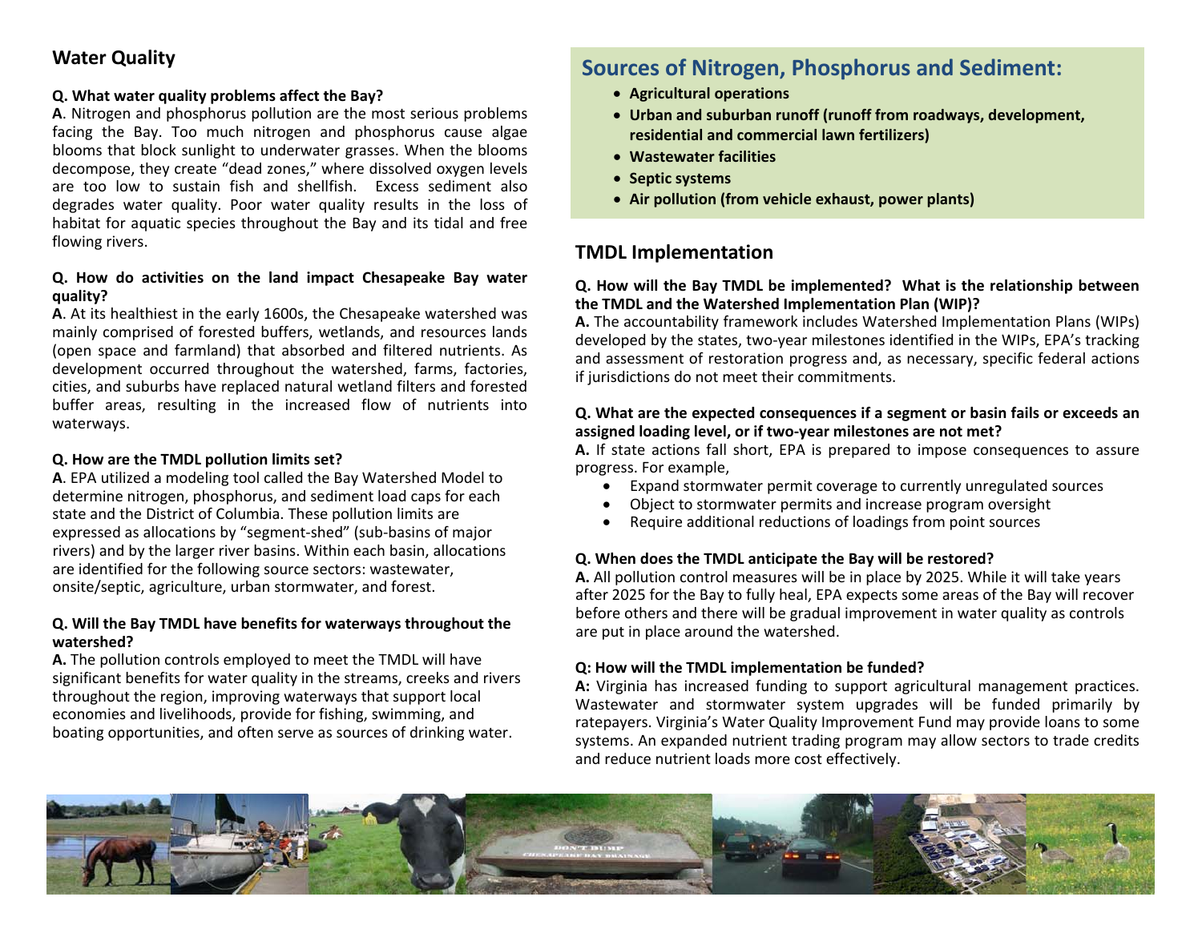## Water Quality

**Q. What water quality problems affect the Bay?**
**A**. Nitrogen and phosphorus pollution are the most serious problems facing the Bay. Too much nitrogen and phosphorus cause algae blooms that block sunlight to underwater grasses. When the blooms decompose, they create "dead zones," where dissolved oxygen levels are too low to sustain fish and shellfish. Excess sediment also degrades water quality. Poor water quality results in the loss of habitat for aquatic species throughout the Bay and its tidal and free flowing rivers.

**Q. How do activities on the land impact Chesapeake Bay water quality?**
**A**. At its healthiest in the early 1600s, the Chesapeake watershed was mainly comprised of forested buffers, wetlands, and resources lands (open space and farmland) that absorbed and filtered nutrients. As development occurred throughout the watershed, farms, factories, cities, and suburbs have replaced natural wetland filters and forested buffer areas, resulting in the increased flow of nutrients into waterways.

**Q. How are the TMDL pollution limits set?**
**A**. EPA utilized a modeling tool called the Bay Watershed Model to determine nitrogen, phosphorus, and sediment load caps for each state and the District of Columbia. These pollution limits are expressed as allocations by "segment-shed" (sub-basins of major rivers) and by the larger river basins. Within each basin, allocations are identified for the following source sectors: wastewater, onsite/septic, agriculture, urban stormwater, and forest.

**Q. Will the Bay TMDL have benefits for waterways throughout the watershed?**
**A.** The pollution controls employed to meet the TMDL will have significant benefits for water quality in the streams, creeks and rivers throughout the region, improving waterways that support local economies and livelihoods, provide for fishing, swimming, and boating opportunities, and often serve as sources of drinking water.

## Sources of Nitrogen, Phosphorus and Sediment:

- **Agricultural operations**
- **Urban and suburban runoff (runoff from roadways, development, residential and commercial lawn fertilizers)**
- **Wastewater facilities**
- **Septic systems**
- **Air pollution (from vehicle exhaust, power plants)**

## TMDL Implementation

**Q. How will the Bay TMDL be implemented? What is the relationship between the TMDL and the Watershed Implementation Plan (WIP)?**
**A.** The accountability framework includes Watershed Implementation Plans (WIPs) developed by the states, two-year milestones identified in the WIPs, EPA's tracking and assessment of restoration progress and, as necessary, specific federal actions if jurisdictions do not meet their commitments.

**Q. What are the expected consequences if a segment or basin fails or exceeds an assigned loading level, or if two-year milestones are not met?**
**A.** If state actions fall short, EPA is prepared to impose consequences to assure progress. For example,

- Expand stormwater permit coverage to currently unregulated sources
- Object to stormwater permits and increase program oversight
- Require additional reductions of loadings from point sources

**Q. When does the TMDL anticipate the Bay will be restored?**
**A.** All pollution control measures will be in place by 2025. While it will take years after 2025 for the Bay to fully heal, EPA expects some areas of the Bay will recover before others and there will be gradual improvement in water quality as controls are put in place around the watershed.

**Q: How will the TMDL implementation be funded?**
**A:** Virginia has increased funding to support agricultural management practices. Wastewater and stormwater system upgrades will be funded primarily by ratepayers. Virginia's Water Quality Improvement Fund may provide loans to some systems. An expanded nutrient trading program may allow sectors to trade credits and reduce nutrient loads more cost effectively.